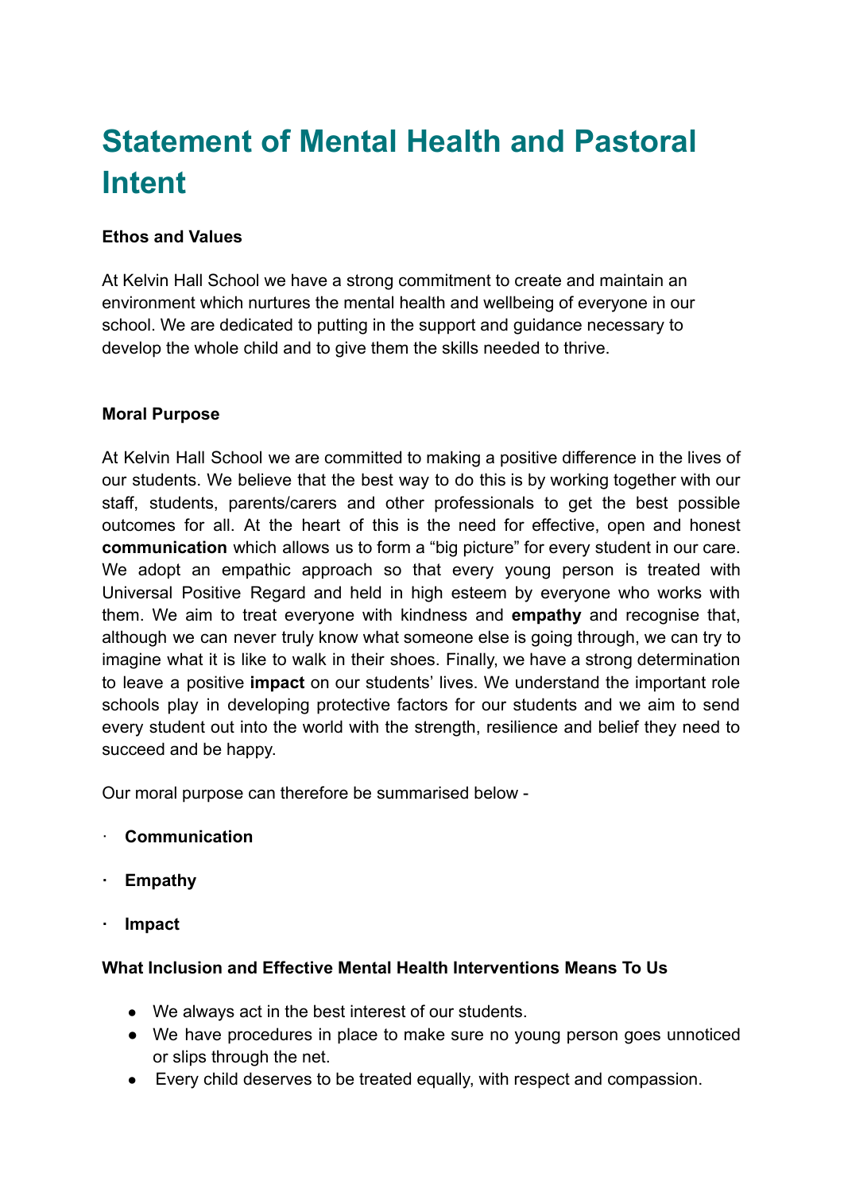# Statement of Mental Health and Pastoral Intent

**Ethos and Values**

At Kelvin Hall School we have a strong commitment to create and maintain an environment which nurtures the mental health and wellbeing of everyone in our school. We are dedicated to putting in the support and guidance necessary to develop the whole child and to give them the skills needed to thrive.

**Moral Purpose**

At Kelvin Hall School we are committed to making a positive difference in the lives of our students. We believe that the best way to do this is by working together with our staff, students, parents/carers and other professionals to get the best possible outcomes for all. At the heart of this is the need for effective, open and honest **communication** which allows us to form a "big picture" for every student in our care. We adopt an empathic approach so that every young person is treated with Universal Positive Regard and held in high esteem by everyone who works with them. We aim to treat everyone with kindness and **empathy** and recognise that, although we can never truly know what someone else is going through, we can try to imagine what it is like to walk in their shoes. Finally, we have a strong determination to leave a positive **impact** on our students' lives. We understand the important role schools play in developing protective factors for our students and we aim to send every student out into the world with the strength, resilience and belief they need to succeed and be happy.

Our moral purpose can therefore be summarised below -

- **Communication**
- **Empathy**
- **Impact**

**What Inclusion and Effective Mental Health Interventions Means To Us**

- We always act in the best interest of our students.
- We have procedures in place to make sure no young person goes unnoticed or slips through the net.
- Every child deserves to be treated equally, with respect and compassion.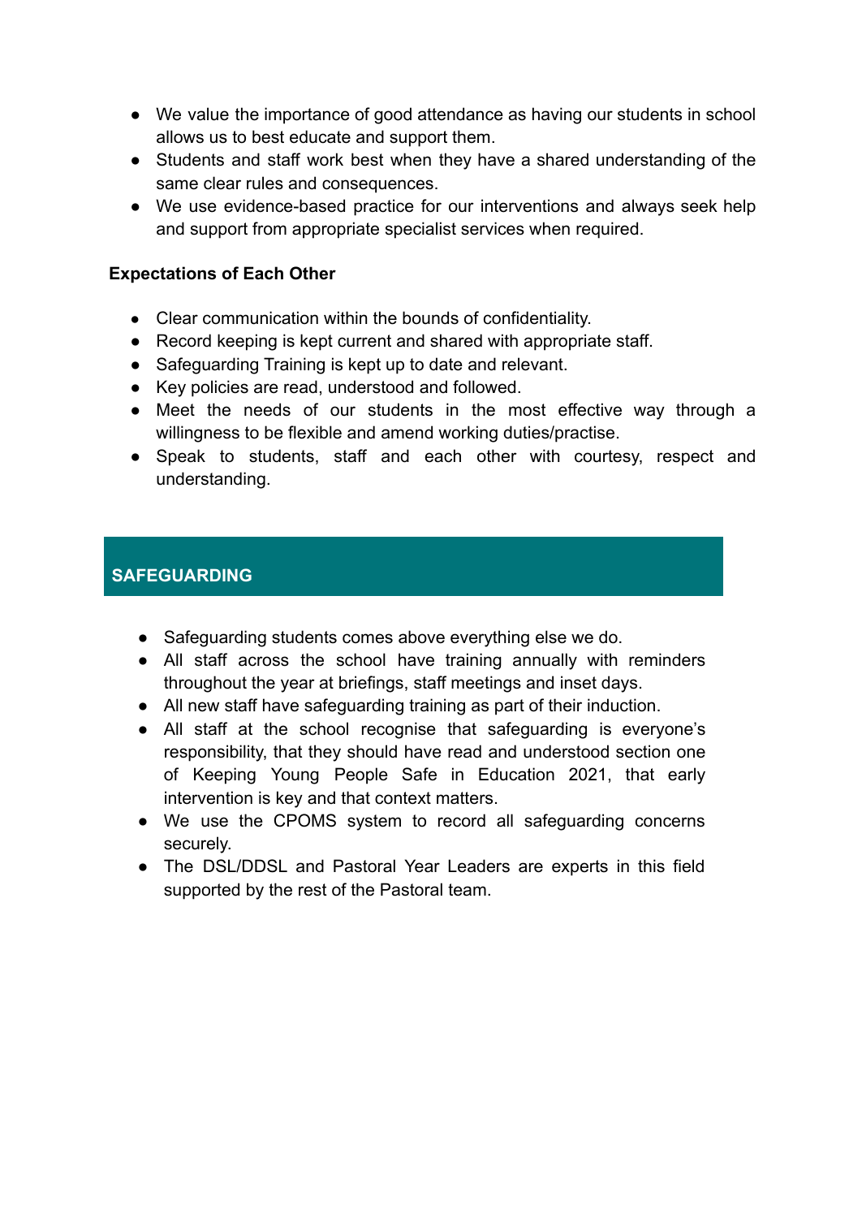- We value the importance of good attendance as having our students in school allows us to best educate and support them.
- Students and staff work best when they have a shared understanding of the same clear rules and consequences.
- We use evidence-based practice for our interventions and always seek help and support from appropriate specialist services when required.

**Expectations of Each Other**

- Clear communication within the bounds of confidentiality.
- Record keeping is kept current and shared with appropriate staff.
- Safeguarding Training is kept up to date and relevant.
- Key policies are read, understood and followed.
- Meet the needs of our students in the most effective way through a willingness to be flexible and amend working duties/practise.
- Speak to students, staff and each other with courtesy, respect and understanding.

## SAFEGUARDING

- Safeguarding students comes above everything else we do.
- All staff across the school have training annually with reminders throughout the year at briefings, staff meetings and inset days.
- All new staff have safeguarding training as part of their induction.
- All staff at the school recognise that safeguarding is everyone's responsibility, that they should have read and understood section one of Keeping Young People Safe in Education 2021, that early intervention is key and that context matters.
- We use the CPOMS system to record all safeguarding concerns securely.
- The DSL/DDSL and Pastoral Year Leaders are experts in this field supported by the rest of the Pastoral team.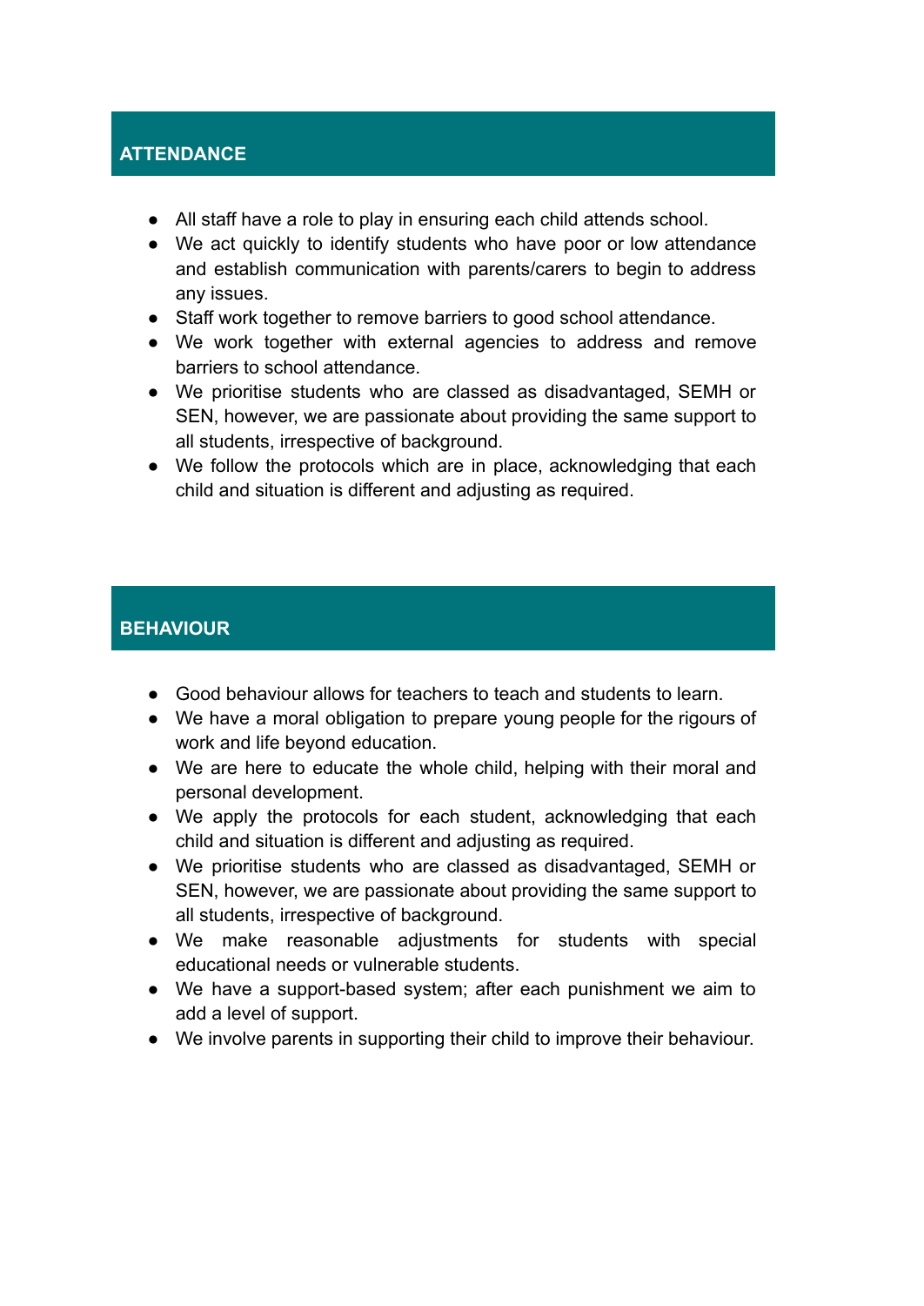## ATTENDANCE

- All staff have a role to play in ensuring each child attends school.
- We act quickly to identify students who have poor or low attendance and establish communication with parents/carers to begin to address any issues.
- Staff work together to remove barriers to good school attendance.
- We work together with external agencies to address and remove barriers to school attendance.
- We prioritise students who are classed as disadvantaged, SEMH or SEN, however, we are passionate about providing the same support to all students, irrespective of background.
- We follow the protocols which are in place, acknowledging that each child and situation is different and adjusting as required.

## BEHAVIOUR

- Good behaviour allows for teachers to teach and students to learn.
- We have a moral obligation to prepare young people for the rigours of work and life beyond education.
- We are here to educate the whole child, helping with their moral and personal development.
- We apply the protocols for each student, acknowledging that each child and situation is different and adjusting as required.
- We prioritise students who are classed as disadvantaged, SEMH or SEN, however, we are passionate about providing the same support to all students, irrespective of background.
- We make reasonable adjustments for students with special educational needs or vulnerable students.
- We have a support-based system; after each punishment we aim to add a level of support.
- We involve parents in supporting their child to improve their behaviour.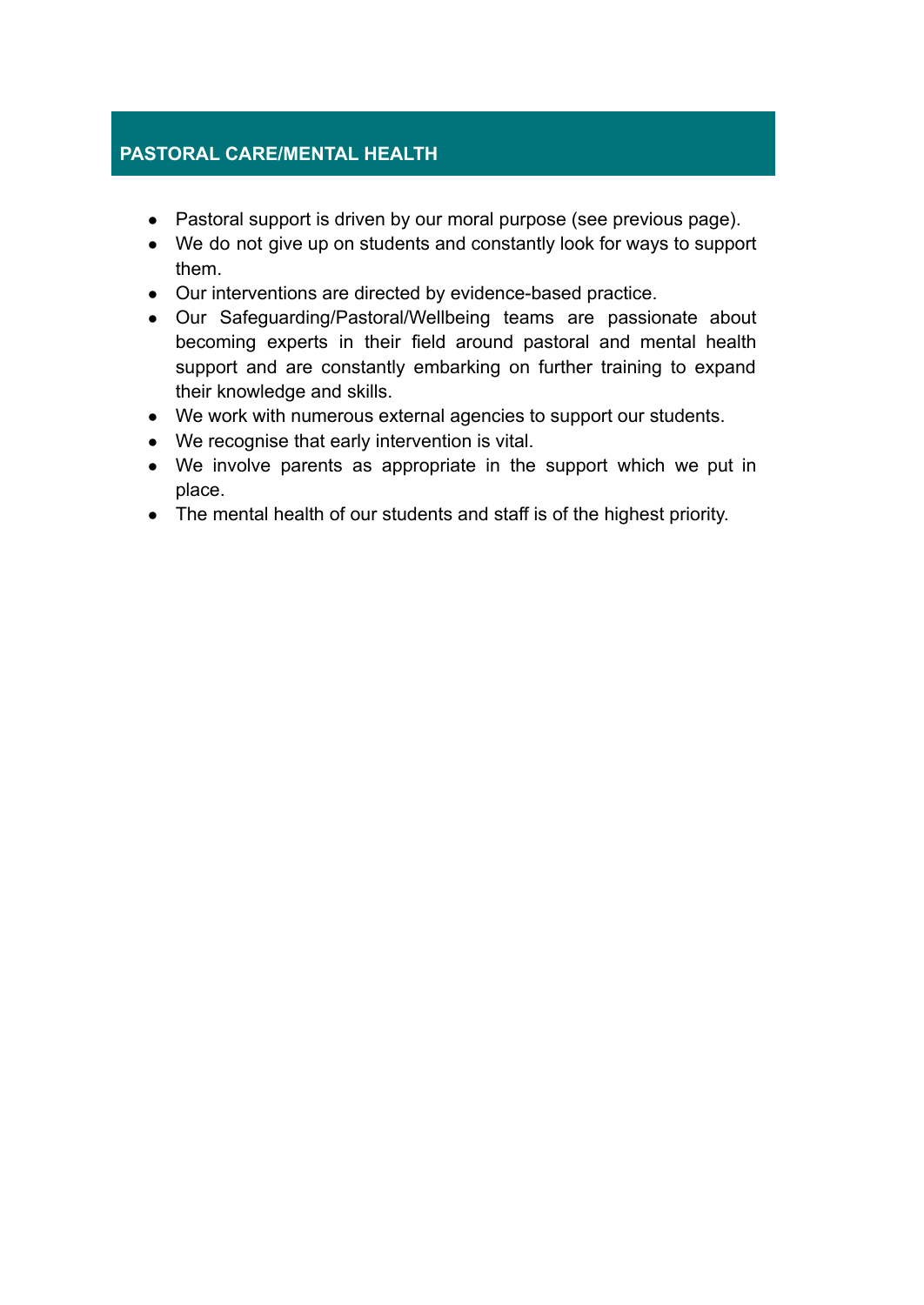## PASTORAL CARE/MENTAL HEALTH

- Pastoral support is driven by our moral purpose (see previous page).
- We do not give up on students and constantly look for ways to support them.
- Our interventions are directed by evidence-based practice.
- Our Safeguarding/Pastoral/Wellbeing teams are passionate about becoming experts in their field around pastoral and mental health support and are constantly embarking on further training to expand their knowledge and skills.
- We work with numerous external agencies to support our students.
- We recognise that early intervention is vital.
- We involve parents as appropriate in the support which we put in place.
- The mental health of our students and staff is of the highest priority.